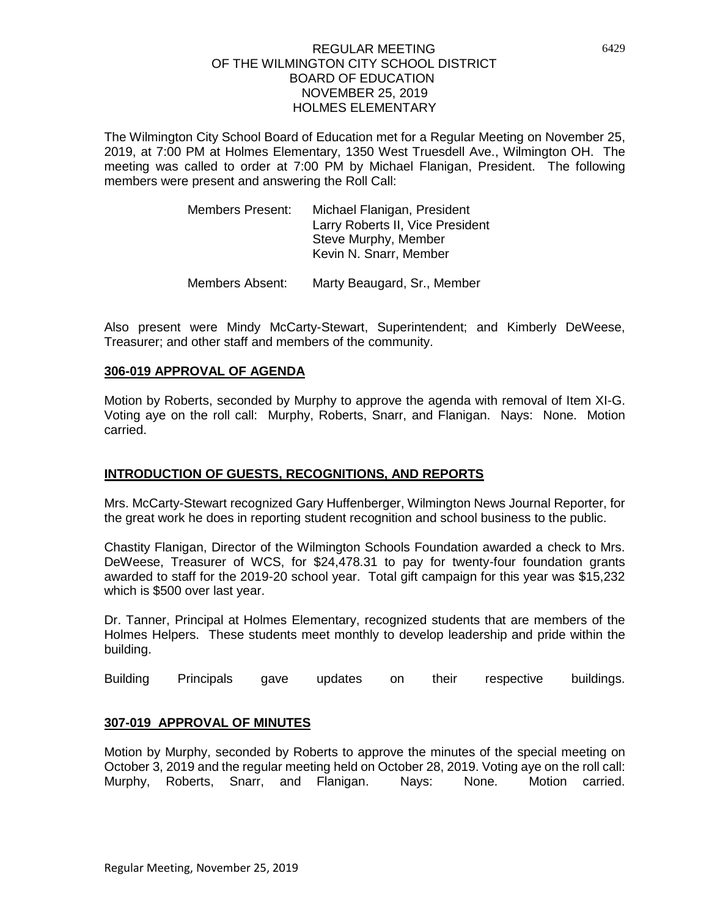# REGULAR MEETING
# OF THE WILMINGTON CITY SCHOOL DISTRICT
# BOARD OF EDUCATION
# NOVEMBER 25, 2019
# HOLMES ELEMENTARY

The Wilmington City School Board of Education met for a Regular Meeting on November 25, 2019, at 7:00 PM at Holmes Elementary, 1350 West Truesdell Ave., Wilmington OH. The meeting was called to order at 7:00 PM by Michael Flanigan, President. The following members were present and answering the Roll Call:

Members Present: Michael Flanigan, President
Larry Roberts II, Vice President
Steve Murphy, Member
Kevin N. Snarr, Member

Members Absent: Marty Beaugard, Sr., Member

Also present were Mindy McCarty-Stewart, Superintendent; and Kimberly DeWeese, Treasurer; and other staff and members of the community.

**306-019 APPROVAL OF AGENDA**

Motion by Roberts, seconded by Murphy to approve the agenda with removal of Item XI-G. Voting aye on the roll call: Murphy, Roberts, Snarr, and Flanigan. Nays: None. Motion carried.

**INTRODUCTION OF GUESTS, RECOGNITIONS, AND REPORTS**

Mrs. McCarty-Stewart recognized Gary Huffenberger, Wilmington News Journal Reporter, for the great work he does in reporting student recognition and school business to the public.

Chastity Flanigan, Director of the Wilmington Schools Foundation awarded a check to Mrs. DeWeese, Treasurer of WCS, for $24,478.31 to pay for twenty-four foundation grants awarded to staff for the 2019-20 school year. Total gift campaign for this year was $15,232 which is $500 over last year.

Dr. Tanner, Principal at Holmes Elementary, recognized students that are members of the Holmes Helpers. These students meet monthly to develop leadership and pride within the building.

Building Principals gave updates on their respective buildings.

**307-019 APPROVAL OF MINUTES**

Motion by Murphy, seconded by Roberts to approve the minutes of the special meeting on October 3, 2019 and the regular meeting held on October 28, 2019. Voting aye on the roll call: Murphy, Roberts, Snarr, and Flanigan. Nays: None. Motion carried.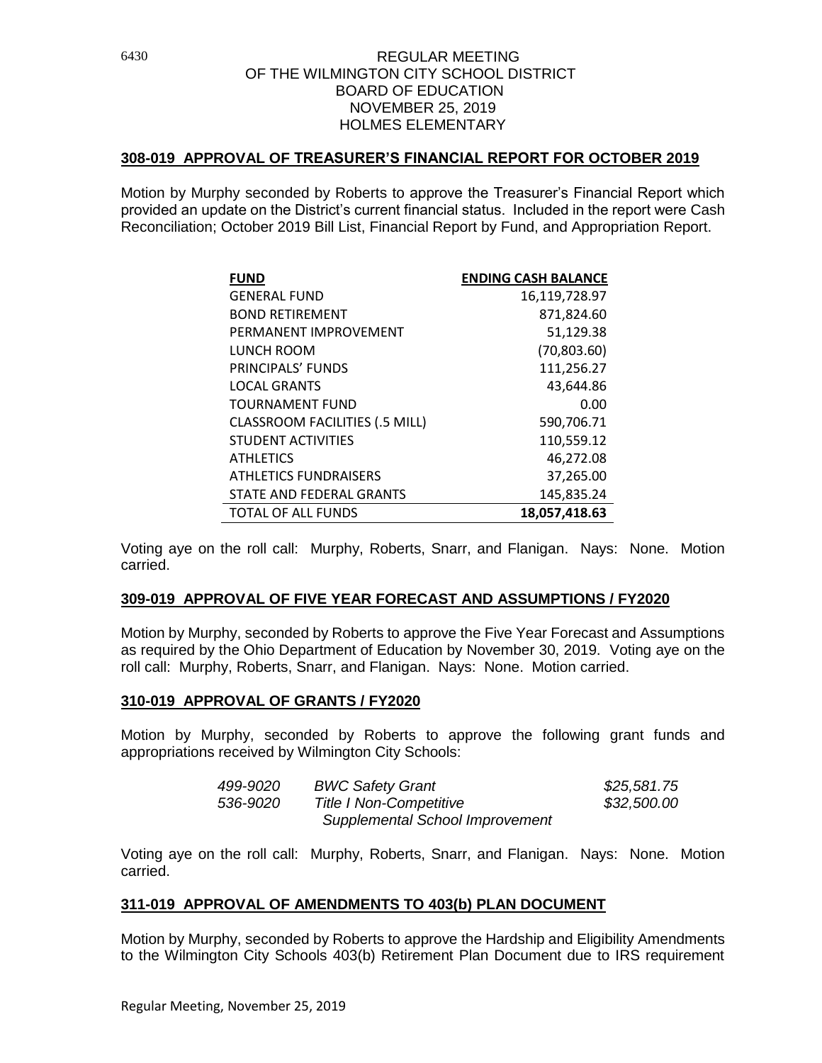REGULAR MEETING
OF THE WILMINGTON CITY SCHOOL DISTRICT
BOARD OF EDUCATION
NOVEMBER 25, 2019
HOLMES ELEMENTARY

## 308-019 APPROVAL OF TREASURER'S FINANCIAL REPORT FOR OCTOBER 2019

Motion by Murphy seconded by Roberts to approve the Treasurer's Financial Report which provided an update on the District's current financial status. Included in the report were Cash Reconciliation; October 2019 Bill List, Financial Report by Fund, and Appropriation Report.

| FUND | ENDING CASH BALANCE |
|---|---:|
| GENERAL FUND | 16,119,728.97 |
| BOND RETIREMENT | 871,824.60 |
| PERMANENT IMPROVEMENT | 51,129.38 |
| LUNCH ROOM | (70,803.60) |
| PRINCIPALS' FUNDS | 111,256.27 |
| LOCAL GRANTS | 43,644.86 |
| TOURNAMENT FUND | 0.00 |
| CLASSROOM FACILITIES (.5 MILL) | 590,706.71 |
| STUDENT ACTIVITIES | 110,559.12 |
| ATHLETICS | 46,272.08 |
| ATHLETICS FUNDRAISERS | 37,265.00 |
| STATE AND FEDERAL GRANTS | 145,835.24 |
| TOTAL OF ALL FUNDS | **18,057,418.63** |

Voting aye on the roll call: Murphy, Roberts, Snarr, and Flanigan. Nays: None. Motion carried.

## 309-019 APPROVAL OF FIVE YEAR FORECAST AND ASSUMPTIONS / FY2020

Motion by Murphy, seconded by Roberts to approve the Five Year Forecast and Assumptions as required by the Ohio Department of Education by November 30, 2019. Voting aye on the roll call: Murphy, Roberts, Snarr, and Flanigan. Nays: None. Motion carried.

## 310-019 APPROVAL OF GRANTS / FY2020

Motion by Murphy, seconded by Roberts to approve the following grant funds and appropriations received by Wilmington City Schools:

| | | |
|---|---|---:|
| *499-9020* | *BWC Safety Grant* | *$25,581.75* |
| *536-9020* | *Title I Non-Competitive Supplemental School Improvement* | *$32,500.00* |

Voting aye on the roll call: Murphy, Roberts, Snarr, and Flanigan. Nays: None. Motion carried.

## 311-019 APPROVAL OF AMENDMENTS TO 403(b) PLAN DOCUMENT

Motion by Murphy, seconded by Roberts to approve the Hardship and Eligibility Amendments to the Wilmington City Schools 403(b) Retirement Plan Document due to IRS requirement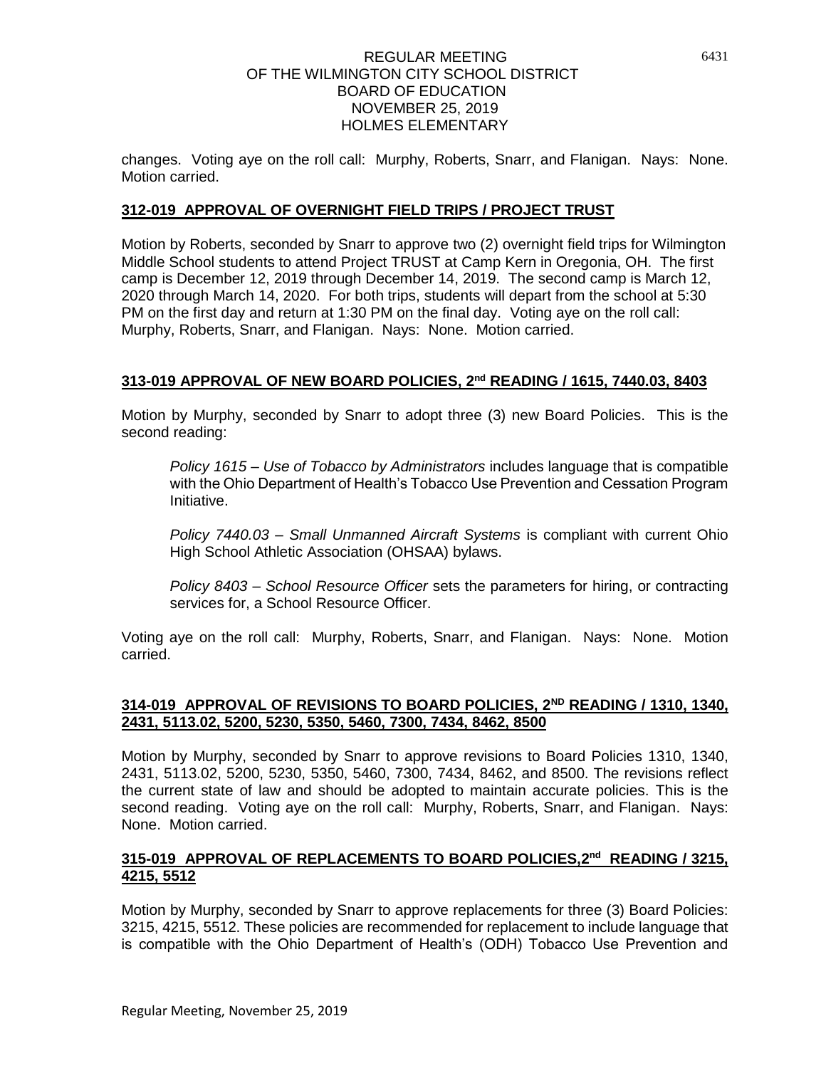changes. Voting aye on the roll call: Murphy, Roberts, Snarr, and Flanigan. Nays: None. Motion carried.

## 312-019 APPROVAL OF OVERNIGHT FIELD TRIPS / PROJECT TRUST

Motion by Roberts, seconded by Snarr to approve two (2) overnight field trips for Wilmington Middle School students to attend Project TRUST at Camp Kern in Oregonia, OH. The first camp is December 12, 2019 through December 14, 2019. The second camp is March 12, 2020 through March 14, 2020. For both trips, students will depart from the school at 5:30 PM on the first day and return at 1:30 PM on the final day. Voting aye on the roll call: Murphy, Roberts, Snarr, and Flanigan. Nays: None. Motion carried.

## 313-019 APPROVAL OF NEW BOARD POLICIES, 2nd READING / 1615, 7440.03, 8403

Motion by Murphy, seconded by Snarr to adopt three (3) new Board Policies. This is the second reading:

*Policy 1615 – Use of Tobacco by Administrators* includes language that is compatible with the Ohio Department of Health's Tobacco Use Prevention and Cessation Program Initiative.

*Policy 7440.03 – Small Unmanned Aircraft Systems* is compliant with current Ohio High School Athletic Association (OHSAA) bylaws.

*Policy 8403 – School Resource Officer* sets the parameters for hiring, or contracting services for, a School Resource Officer.

Voting aye on the roll call: Murphy, Roberts, Snarr, and Flanigan. Nays: None. Motion carried.

## 314-019 APPROVAL OF REVISIONS TO BOARD POLICIES, 2ND READING / 1310, 1340, 2431, 5113.02, 5200, 5230, 5350, 5460, 7300, 7434, 8462, 8500

Motion by Murphy, seconded by Snarr to approve revisions to Board Policies 1310, 1340, 2431, 5113.02, 5200, 5230, 5350, 5460, 7300, 7434, 8462, and 8500. The revisions reflect the current state of law and should be adopted to maintain accurate policies. This is the second reading. Voting aye on the roll call: Murphy, Roberts, Snarr, and Flanigan. Nays: None. Motion carried.

## 315-019 APPROVAL OF REPLACEMENTS TO BOARD POLICIES, 2nd READING / 3215, 4215, 5512

Motion by Murphy, seconded by Snarr to approve replacements for three (3) Board Policies: 3215, 4215, 5512. These policies are recommended for replacement to include language that is compatible with the Ohio Department of Health's (ODH) Tobacco Use Prevention and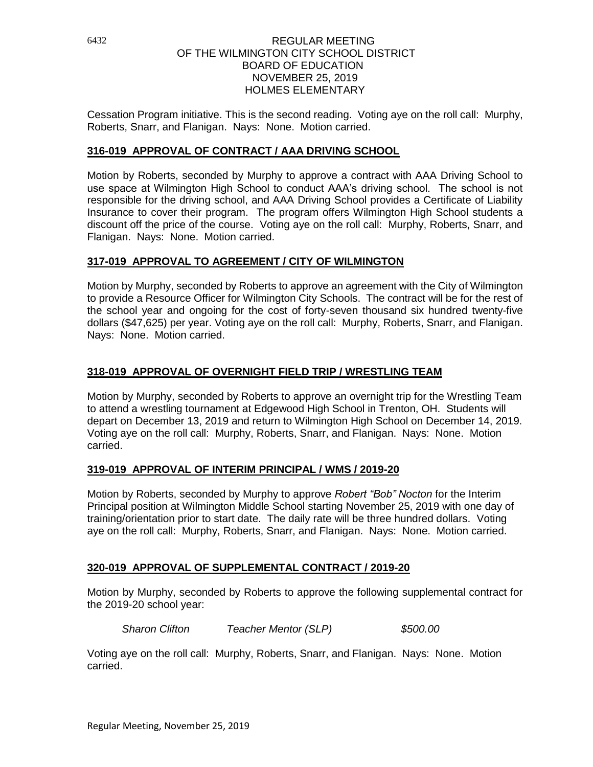Cessation Program initiative. This is the second reading. Voting aye on the roll call: Murphy, Roberts, Snarr, and Flanigan. Nays: None. Motion carried.

## 316-019 APPROVAL OF CONTRACT / AAA DRIVING SCHOOL

Motion by Roberts, seconded by Murphy to approve a contract with AAA Driving School to use space at Wilmington High School to conduct AAA's driving school. The school is not responsible for the driving school, and AAA Driving School provides a Certificate of Liability Insurance to cover their program. The program offers Wilmington High School students a discount off the price of the course. Voting aye on the roll call: Murphy, Roberts, Snarr, and Flanigan. Nays: None. Motion carried.

## 317-019 APPROVAL TO AGREEMENT / CITY OF WILMINGTON

Motion by Murphy, seconded by Roberts to approve an agreement with the City of Wilmington to provide a Resource Officer for Wilmington City Schools. The contract will be for the rest of the school year and ongoing for the cost of forty-seven thousand six hundred twenty-five dollars ($47,625) per year. Voting aye on the roll call: Murphy, Roberts, Snarr, and Flanigan. Nays: None. Motion carried.

## 318-019 APPROVAL OF OVERNIGHT FIELD TRIP / WRESTLING TEAM

Motion by Murphy, seconded by Roberts to approve an overnight trip for the Wrestling Team to attend a wrestling tournament at Edgewood High School in Trenton, OH. Students will depart on December 13, 2019 and return to Wilmington High School on December 14, 2019. Voting aye on the roll call: Murphy, Roberts, Snarr, and Flanigan. Nays: None. Motion carried.

## 319-019 APPROVAL OF INTERIM PRINCIPAL / WMS / 2019-20

Motion by Roberts, seconded by Murphy to approve *Robert "Bob" Nocton* for the Interim Principal position at Wilmington Middle School starting November 25, 2019 with one day of training/orientation prior to start date. The daily rate will be three hundred dollars. Voting aye on the roll call: Murphy, Roberts, Snarr, and Flanigan. Nays: None. Motion carried.

## 320-019 APPROVAL OF SUPPLEMENTAL CONTRACT / 2019-20

Motion by Murphy, seconded by Roberts to approve the following supplemental contract for the 2019-20 school year:

| | | |
|---|---|---|
| *Sharon Clifton* | *Teacher Mentor (SLP)* | *$500.00* |

Voting aye on the roll call: Murphy, Roberts, Snarr, and Flanigan. Nays: None. Motion carried.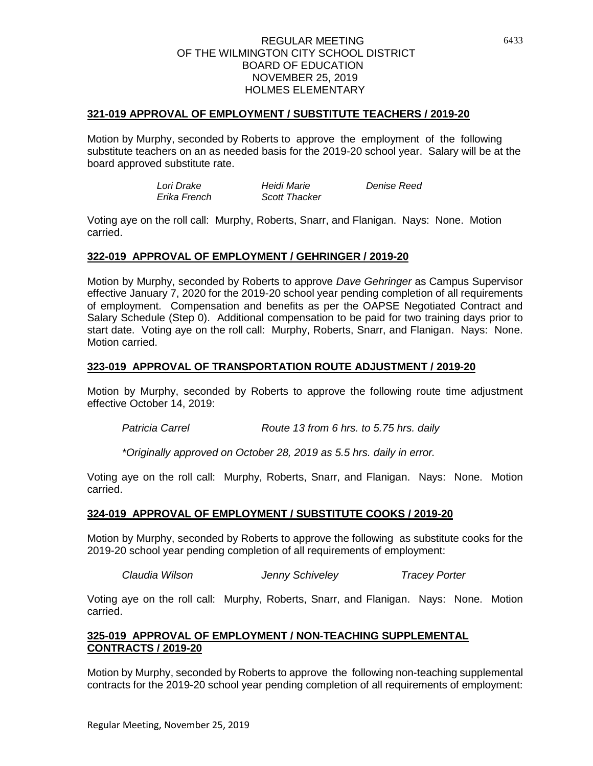# REGULAR MEETING OF THE WILMINGTON CITY SCHOOL DISTRICT BOARD OF EDUCATION NOVEMBER 25, 2019 HOLMES ELEMENTARY

### 321-019 APPROVAL OF EMPLOYMENT / SUBSTITUTE TEACHERS / 2019-20

Motion by Murphy, seconded by Roberts to approve the employment of the following substitute teachers on an as needed basis for the 2019-20 school year. Salary will be at the board approved substitute rate.

| | | |
|---|---|---|
| *Lori Drake* | *Heidi Marie* | *Denise Reed* |
| *Erika French* | *Scott Thacker* | |

Voting aye on the roll call: Murphy, Roberts, Snarr, and Flanigan. Nays: None. Motion carried.

### 322-019 APPROVAL OF EMPLOYMENT / GEHRINGER / 2019-20

Motion by Murphy, seconded by Roberts to approve *Dave Gehringer* as Campus Supervisor effective January 7, 2020 for the 2019-20 school year pending completion of all requirements of employment. Compensation and benefits as per the OAPSE Negotiated Contract and Salary Schedule (Step 0). Additional compensation to be paid for two training days prior to start date. Voting aye on the roll call: Murphy, Roberts, Snarr, and Flanigan. Nays: None. Motion carried.

### 323-019 APPROVAL OF TRANSPORTATION ROUTE ADJUSTMENT / 2019-20

Motion by Murphy, seconded by Roberts to approve the following route time adjustment effective October 14, 2019:

*Patricia Carrel* — *Route 13 from 6 hrs. to 5.75 hrs. daily*

*\*Originally approved on October 28, 2019 as 5.5 hrs. daily in error.*

Voting aye on the roll call: Murphy, Roberts, Snarr, and Flanigan. Nays: None. Motion carried.

### 324-019 APPROVAL OF EMPLOYMENT / SUBSTITUTE COOKS / 2019-20

Motion by Murphy, seconded by Roberts to approve the following as substitute cooks for the 2019-20 school year pending completion of all requirements of employment:

| | | |
|---|---|---|
| *Claudia Wilson* | *Jenny Schiveley* | *Tracey Porter* |

Voting aye on the roll call: Murphy, Roberts, Snarr, and Flanigan. Nays: None. Motion carried.

### 325-019 APPROVAL OF EMPLOYMENT / NON-TEACHING SUPPLEMENTAL CONTRACTS / 2019-20

Motion by Murphy, seconded by Roberts to approve the following non-teaching supplemental contracts for the 2019-20 school year pending completion of all requirements of employment: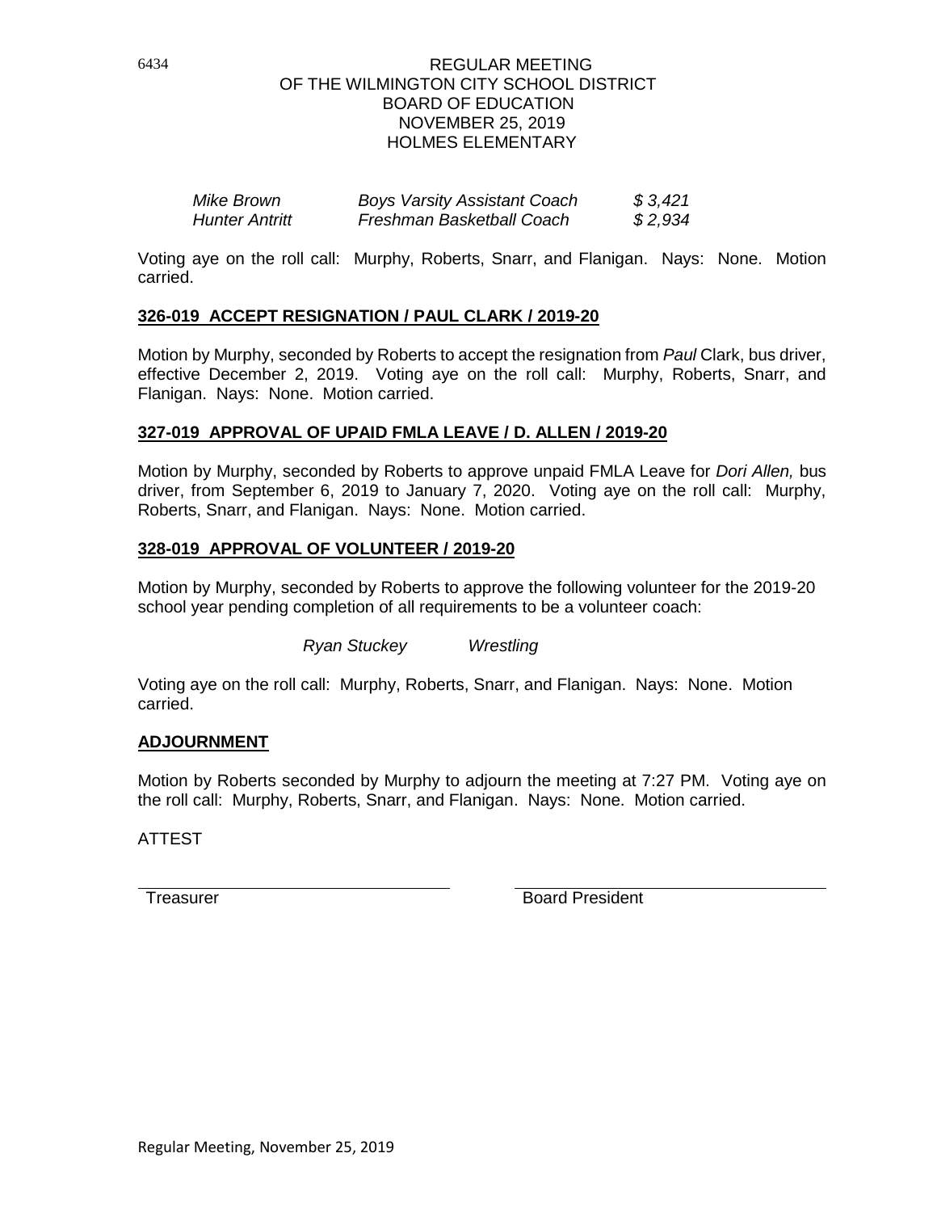| | | |
|---|---|---|
| *Mike Brown* | *Boys Varsity Assistant Coach* | *$ 3,421* |
| *Hunter Antritt* | *Freshman Basketball Coach* | *$ 2,934* |

Voting aye on the roll call: Murphy, Roberts, Snarr, and Flanigan. Nays: None. Motion carried.

**326-019 ACCEPT RESIGNATION / PAUL CLARK / 2019-20**

Motion by Murphy, seconded by Roberts to accept the resignation from *Paul* Clark, bus driver, effective December 2, 2019. Voting aye on the roll call: Murphy, Roberts, Snarr, and Flanigan. Nays: None. Motion carried.

**327-019 APPROVAL OF UPAID FMLA LEAVE / D. ALLEN / 2019-20**

Motion by Murphy, seconded by Roberts to approve unpaid FMLA Leave for *Dori Allen,* bus driver, from September 6, 2019 to January 7, 2020. Voting aye on the roll call: Murphy, Roberts, Snarr, and Flanigan. Nays: None. Motion carried.

**328-019 APPROVAL OF VOLUNTEER / 2019-20**

Motion by Murphy, seconded by Roberts to approve the following volunteer for the 2019-20 school year pending completion of all requirements to be a volunteer coach:

*Ryan Stuckey* *Wrestling*

Voting aye on the roll call: Murphy, Roberts, Snarr, and Flanigan. Nays: None. Motion carried.

**ADJOURNMENT**

Motion by Roberts seconded by Murphy to adjourn the meeting at 7:27 PM. Voting aye on the roll call: Murphy, Roberts, Snarr, and Flanigan. Nays: None. Motion carried.

ATTEST

Treasurer Board President